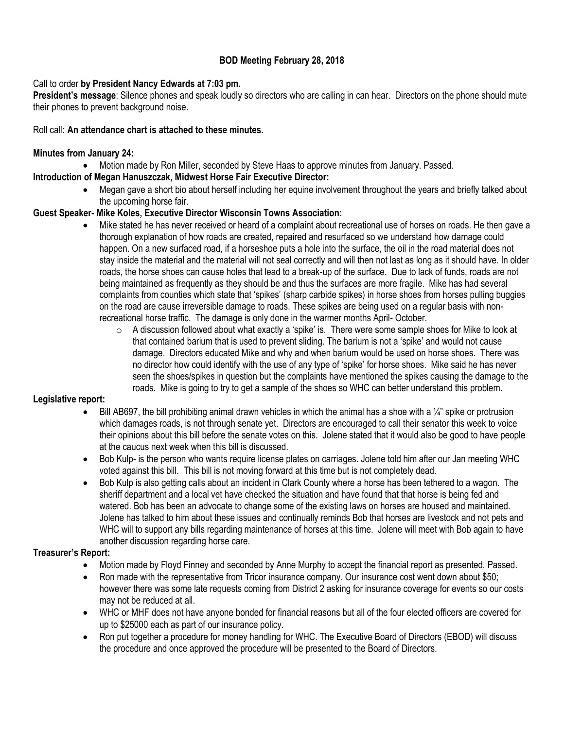**BOD Meeting February 28, 2018**

Call to order **by President Nancy Edwards at 7:03 pm.**

**President's message**: Silence phones and speak loudly so directors who are calling in can hear. Directors on the phone should mute their phones to prevent background noise.

Roll call**: An attendance chart is attached to these minutes.**

**Minutes from January 24:**

- Motion made by Ron Miller, seconded by Steve Haas to approve minutes from January. Passed.

**Introduction of Megan Hanuszczak, Midwest Horse Fair Executive Director:**

- Megan gave a short bio about herself including her equine involvement throughout the years and briefly talked about the upcoming horse fair.

**Guest Speaker- Mike Koles, Executive Director Wisconsin Towns Association:**

- Mike stated he has never received or heard of a complaint about recreational use of horses on roads. He then gave a thorough explanation of how roads are created, repaired and resurfaced so we understand how damage could happen. On a new surfaced road, if a horseshoe puts a hole into the surface, the oil in the road material does not stay inside the material and the material will not seal correctly and will then not last as long as it should have. In older roads, the horse shoes can cause holes that lead to a break-up of the surface. Due to lack of funds, roads are not being maintained as frequently as they should be and thus the surfaces are more fragile. Mike has had several complaints from counties which state that 'spikes' (sharp carbide spikes) in horse shoes from horses pulling buggies on the road are cause irreversible damage to roads. These spikes are being used on a regular basis with non-recreational horse traffic. The damage is only done in the warmer months April- October.
    - A discussion followed about what exactly a 'spike' is. There were some sample shoes for Mike to look at that contained barium that is used to prevent sliding. The barium is not a 'spike' and would not cause damage. Directors educated Mike and why and when barium would be used on horse shoes. There was no director how could identify with the use of any type of 'spike' for horse shoes. Mike said he has never seen the shoes/spikes in question but the complaints have mentioned the spikes causing the damage to the roads. Mike is going to try to get a sample of the shoes so WHC can better understand this problem.

**Legislative report:**

- Bill AB697, the bill prohibiting animal drawn vehicles in which the animal has a shoe with a ¼" spike or protrusion which damages roads, is not through senate yet. Directors are encouraged to call their senator this week to voice their opinions about this bill before the senate votes on this. Jolene stated that it would also be good to have people at the caucus next week when this bill is discussed.
- Bob Kulp- is the person who wants require license plates on carriages. Jolene told him after our Jan meeting WHC voted against this bill. This bill is not moving forward at this time but is not completely dead.
- Bob Kulp is also getting calls about an incident in Clark County where a horse has been tethered to a wagon. The sheriff department and a local vet have checked the situation and have found that that horse is being fed and watered. Bob has been an advocate to change some of the existing laws on horses are housed and maintained. Jolene has talked to him about these issues and continually reminds Bob that horses are livestock and not pets and WHC will to support any bills regarding maintenance of horses at this time. Jolene will meet with Bob again to have another discussion regarding horse care.

**Treasurer's Report:**

- Motion made by Floyd Finney and seconded by Anne Murphy to accept the financial report as presented. Passed.
- Ron made with the representative from Tricor insurance company. Our insurance cost went down about $50; however there was some late requests coming from District 2 asking for insurance coverage for events so our costs may not be reduced at all.
- WHC or MHF does not have anyone bonded for financial reasons but all of the four elected officers are covered for up to $25000 each as part of our insurance policy.
- Ron put together a procedure for money handling for WHC. The Executive Board of Directors (EBOD) will discuss the procedure and once approved the procedure will be presented to the Board of Directors.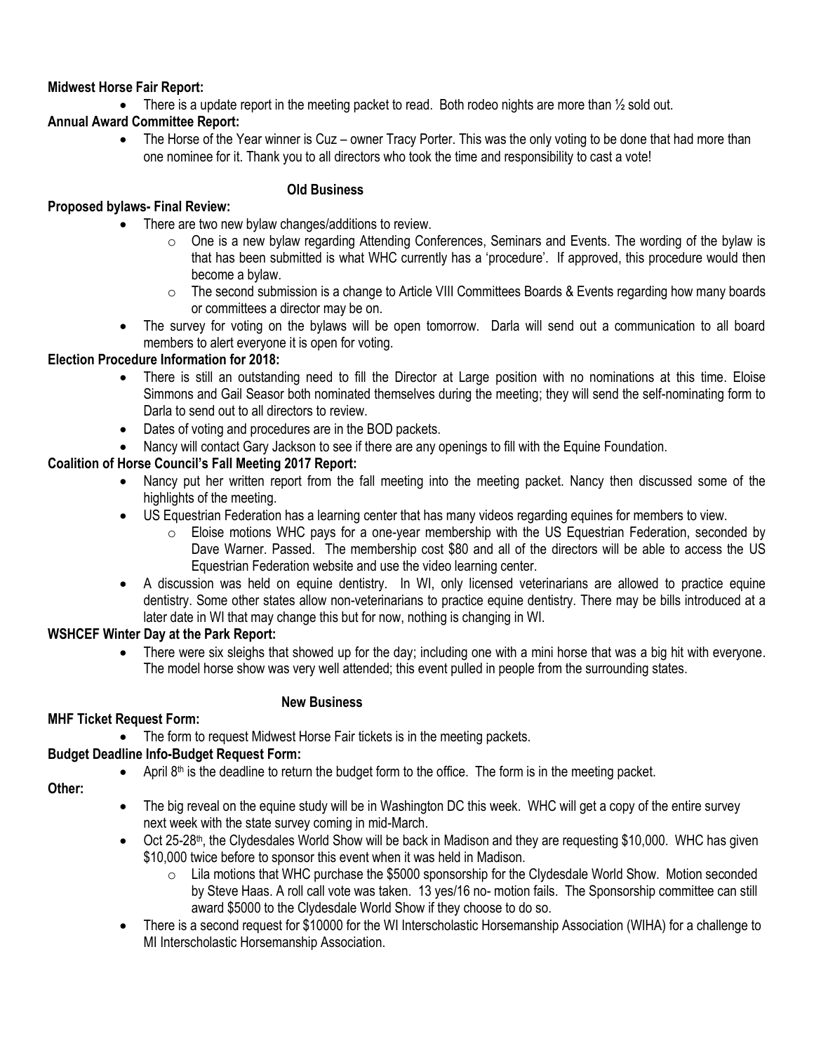**Midwest Horse Fair Report:**

- There is a update report in the meeting packet to read. Both rodeo nights are more than ½ sold out.

**Annual Award Committee Report:**

- The Horse of the Year winner is Cuz – owner Tracy Porter. This was the only voting to be done that had more than one nominee for it. Thank you to all directors who took the time and responsibility to cast a vote!

**Old Business**

**Proposed bylaws- Final Review:**

- There are two new bylaw changes/additions to review.
  - One is a new bylaw regarding Attending Conferences, Seminars and Events. The wording of the bylaw is that has been submitted is what WHC currently has a 'procedure'. If approved, this procedure would then become a bylaw.
  - The second submission is a change to Article VIII Committees Boards & Events regarding how many boards or committees a director may be on.
- The survey for voting on the bylaws will be open tomorrow. Darla will send out a communication to all board members to alert everyone it is open for voting.

**Election Procedure Information for 2018:**

- There is still an outstanding need to fill the Director at Large position with no nominations at this time. Eloise Simmons and Gail Seasor both nominated themselves during the meeting; they will send the self-nominating form to Darla to send out to all directors to review.
- Dates of voting and procedures are in the BOD packets.
- Nancy will contact Gary Jackson to see if there are any openings to fill with the Equine Foundation.

**Coalition of Horse Council's Fall Meeting 2017 Report:**

- Nancy put her written report from the fall meeting into the meeting packet. Nancy then discussed some of the highlights of the meeting.
- US Equestrian Federation has a learning center that has many videos regarding equines for members to view.
  - Eloise motions WHC pays for a one-year membership with the US Equestrian Federation, seconded by Dave Warner. Passed. The membership cost $80 and all of the directors will be able to access the US Equestrian Federation website and use the video learning center.
- A discussion was held on equine dentistry. In WI, only licensed veterinarians are allowed to practice equine dentistry. Some other states allow non-veterinarians to practice equine dentistry. There may be bills introduced at a later date in WI that may change this but for now, nothing is changing in WI.

**WSHCEF Winter Day at the Park Report:**

- There were six sleighs that showed up for the day; including one with a mini horse that was a big hit with everyone. The model horse show was very well attended; this event pulled in people from the surrounding states.

**New Business**

**MHF Ticket Request Form:**

- The form to request Midwest Horse Fair tickets is in the meeting packets.

**Budget Deadline Info-Budget Request Form:**

- April 8th is the deadline to return the budget form to the office. The form is in the meeting packet.

**Other:**

- The big reveal on the equine study will be in Washington DC this week. WHC will get a copy of the entire survey next week with the state survey coming in mid-March.
- Oct 25-28th, the Clydesdales World Show will be back in Madison and they are requesting $10,000. WHC has given $10,000 twice before to sponsor this event when it was held in Madison.
  - Lila motions that WHC purchase the $5000 sponsorship for the Clydesdale World Show. Motion seconded by Steve Haas. A roll call vote was taken. 13 yes/16 no- motion fails. The Sponsorship committee can still award $5000 to the Clydesdale World Show if they choose to do so.
- There is a second request for $10000 for the WI Interscholastic Horsemanship Association (WIHA) for a challenge to MI Interscholastic Horsemanship Association.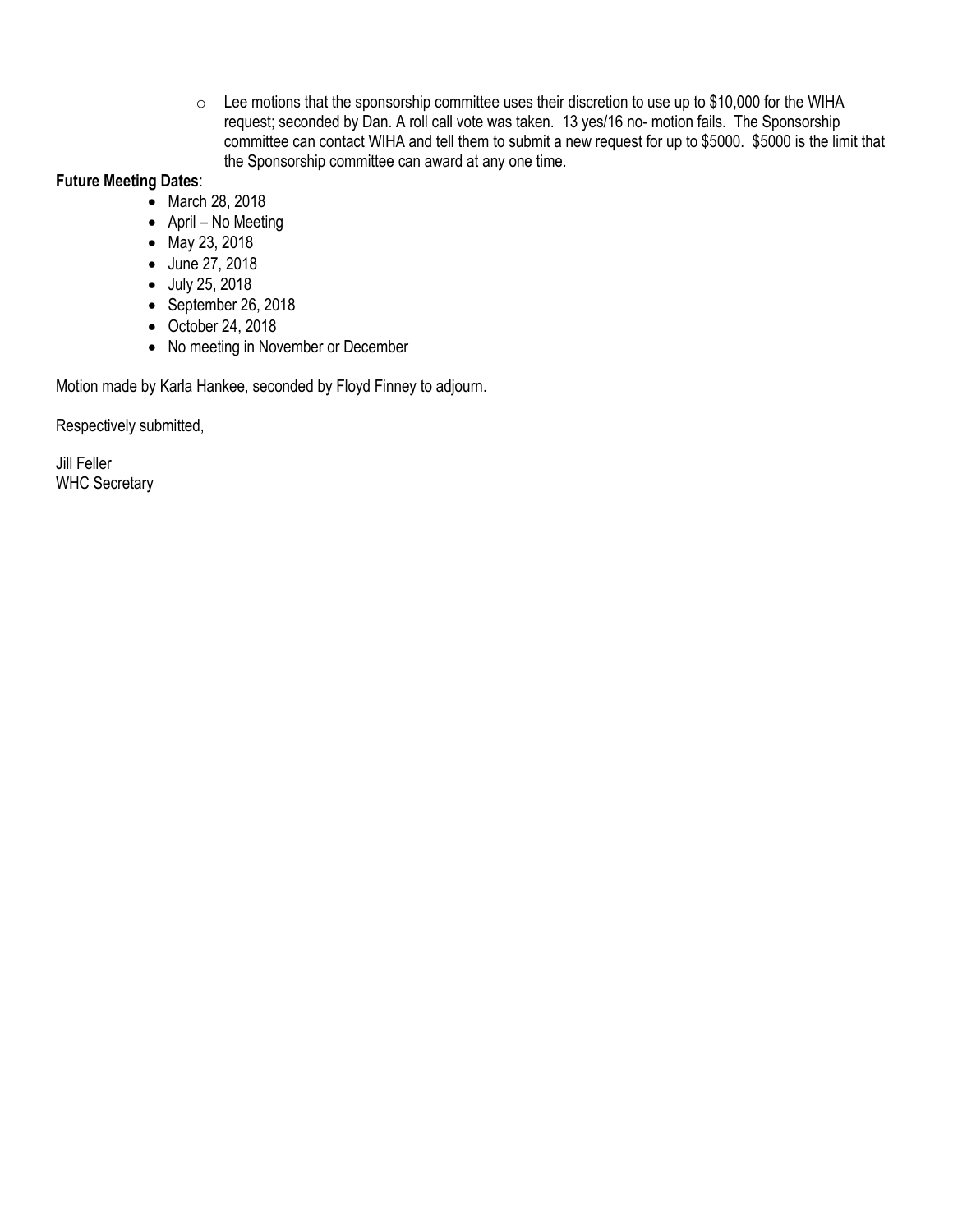- Lee motions that the sponsorship committee uses their discretion to use up to $10,000 for the WIHA request; seconded by Dan. A roll call vote was taken. 13 yes/16 no- motion fails. The Sponsorship committee can contact WIHA and tell them to submit a new request for up to $5000. $5000 is the limit that the Sponsorship committee can award at any one time.

**Future Meeting Dates**:

- March 28, 2018
- April – No Meeting
- May 23, 2018
- June 27, 2018
- July 25, 2018
- September 26, 2018
- October 24, 2018
- No meeting in November or December

Motion made by Karla Hankee, seconded by Floyd Finney to adjourn.

Respectively submitted,

Jill Feller
WHC Secretary